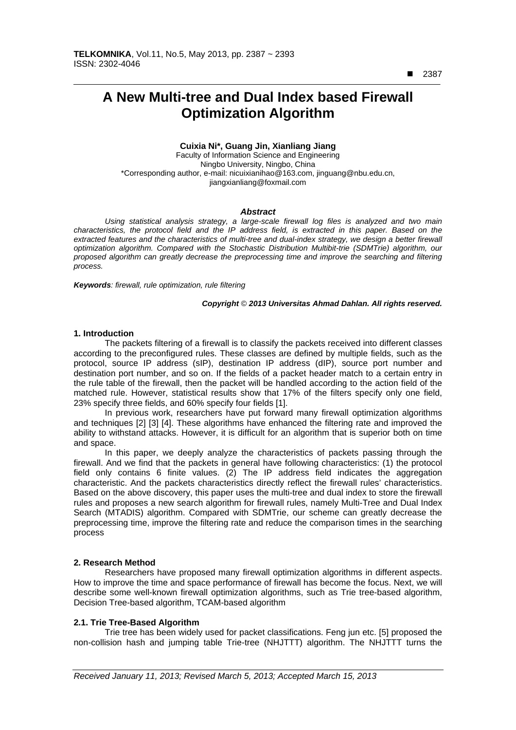# A New Multi-tree and Dual Index based Firewall Optimization Algorithm

**Cuixia Ni\*, Guang Jin, Xianliang Jiang**

Faculty of Information Science and Engineering
Ningbo University, Ningbo, China
\*Corresponding author, e-mail: nicuixianihao@163.com, jinguang@nbu.edu.cn, jiangxianliang@foxmail.com

### *Abstract*

*Using statistical analysis strategy, a large-scale firewall log files is analyzed and two main characteristics, the protocol field and the IP address field, is extracted in this paper. Based on the extracted features and the characteristics of multi-tree and dual-index strategy, we design a better firewall optimization algorithm. Compared with the Stochastic Distribution Multibit-trie (SDMTrie) algorithm, our proposed algorithm can greatly decrease the preprocessing time and improve the searching and filtering process.*

***Keywords**: firewall, rule optimization, rule filtering*

***Copyright** © **2013 Universitas Ahmad Dahlan. All rights reserved.***

## 1. Introduction

The packets filtering of a firewall is to classify the packets received into different classes according to the preconfigured rules. These classes are defined by multiple fields, such as the protocol, source IP address (sIP), destination IP address (dIP), source port number and destination port number, and so on. If the fields of a packet header match to a certain entry in the rule table of the firewall, then the packet will be handled according to the action field of the matched rule. However, statistical results show that 17% of the filters specify only one field, 23% specify three fields, and 60% specify four fields [1].

In previous work, researchers have put forward many firewall optimization algorithms and techniques [2] [3] [4]. These algorithms have enhanced the filtering rate and improved the ability to withstand attacks. However, it is difficult for an algorithm that is superior both on time and space.

In this paper, we deeply analyze the characteristics of packets passing through the firewall. And we find that the packets in general have following characteristics: (1) the protocol field only contains 6 finite values. (2) The IP address field indicates the aggregation characteristic. And the packets characteristics directly reflect the firewall rules' characteristics. Based on the above discovery, this paper uses the multi-tree and dual index to store the firewall rules and proposes a new search algorithm for firewall rules, namely Multi-Tree and Dual Index Search (MTADIS) algorithm. Compared with SDMTrie, our scheme can greatly decrease the preprocessing time, improve the filtering rate and reduce the comparison times in the searching process

## 2. Research Method

Researchers have proposed many firewall optimization algorithms in different aspects. How to improve the time and space performance of firewall has become the focus. Next, we will describe some well-known firewall optimization algorithms, such as Trie tree-based algorithm, Decision Tree-based algorithm, TCAM-based algorithm

### 2.1. Trie Tree-Based Algorithm

Trie tree has been widely used for packet classifications. Feng jun etc. [5] proposed the non-collision hash and jumping table Trie-tree (NHJTTT) algorithm. The NHJTTT turns the

*Received January 11, 2013; Revised March 5, 2013; Accepted March 15, 2013*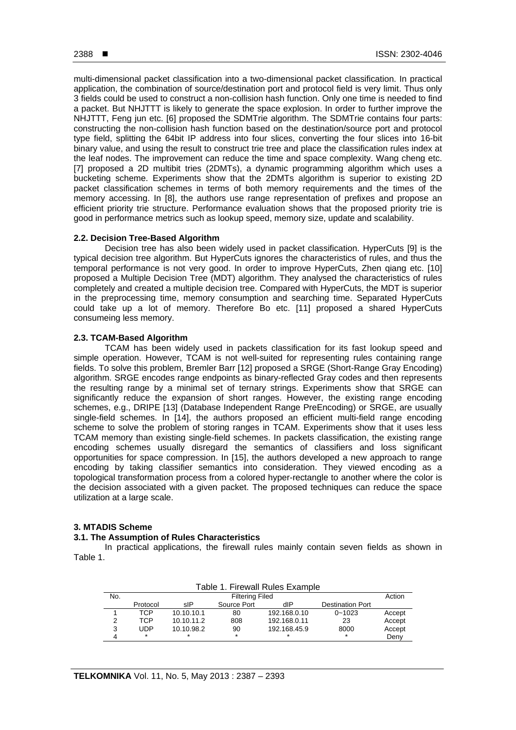multi-dimensional packet classification into a two-dimensional packet classification. In practical application, the combination of source/destination port and protocol field is very limit. Thus only 3 fields could be used to construct a non-collision hash function. Only one time is needed to find a packet. But NHJTTT is likely to generate the space explosion. In order to further improve the NHJTTT, Feng jun etc. [6] proposed the SDMTrie algorithm. The SDMTrie contains four parts: constructing the non-collision hash function based on the destination/source port and protocol type field, splitting the 64bit IP address into four slices, converting the four slices into 16-bit binary value, and using the result to construct trie tree and place the classification rules index at the leaf nodes. The improvement can reduce the time and space complexity. Wang cheng etc. [7] proposed a 2D multibit tries (2DMTs), a dynamic programming algorithm which uses a bucketing scheme. Experiments show that the 2DMTs algorithm is superior to existing 2D packet classification schemes in terms of both memory requirements and the times of the memory accessing. In [8], the authors use range representation of prefixes and propose an efficient priority trie structure. Performance evaluation shows that the proposed priority trie is good in performance metrics such as lookup speed, memory size, update and scalability.

### 2.2. Decision Tree-Based Algorithm

Decision tree has also been widely used in packet classification. HyperCuts [9] is the typical decision tree algorithm. But HyperCuts ignores the characteristics of rules, and thus the temporal performance is not very good. In order to improve HyperCuts, Zhen qiang etc. [10] proposed a Multiple Decision Tree (MDT) algorithm. They analysed the characteristics of rules completely and created a multiple decision tree. Compared with HyperCuts, the MDT is superior in the preprocessing time, memory consumption and searching time. Separated HyperCuts could take up a lot of memory. Therefore Bo etc. [11] proposed a shared HyperCuts consumeing less memory.

### 2.3. TCAM-Based Algorithm

TCAM has been widely used in packets classification for its fast lookup speed and simple operation. However, TCAM is not well-suited for representing rules containing range fields. To solve this problem, Bremler Barr [12] proposed a SRGE (Short-Range Gray Encoding) algorithm. SRGE encodes range endpoints as binary-reflected Gray codes and then represents the resulting range by a minimal set of ternary strings. Experiments show that SRGE can significantly reduce the expansion of short ranges. However, the existing range encoding schemes, e.g., DRIPE [13] (Database Independent Range PreEncoding) or SRGE, are usually single-field schemes. In [14], the authors proposed an efficient multi-field range encoding scheme to solve the problem of storing ranges in TCAM. Experiments show that it uses less TCAM memory than existing single-field schemes. In packets classification, the existing range encoding schemes usually disregard the semantics of classifiers and loss significant opportunities for space compression. In [15], the authors developed a new approach to range encoding by taking classifier semantics into consideration. They viewed encoding as a topological transformation process from a colored hyper-rectangle to another where the color is the decision associated with a given packet. The proposed techniques can reduce the space utilization at a large scale.

## 3. MTADIS Scheme

### 3.1. The Assumption of Rules Characteristics

In practical applications, the firewall rules mainly contain seven fields as shown in Table 1.

Table 1. Firewall Rules Example

| No. | Filtering Filed | | | | | Action |
|---|---|---|---|---|---|---|
| | Protocol | sIP | Source Port | dIP | Destination Port | |
| 1 | TCP | 10.10.10.1 | 80 | 192.168.0.10 | 0~1023 | Accept |
| 2 | TCP | 10.10.11.2 | 808 | 192.168.0.11 | 23 | Accept |
| 3 | UDP | 10.10.98.2 | 90 | 192.168.45.9 | 8000 | Accept |
| 4 | * | * | * | * | * | Deny |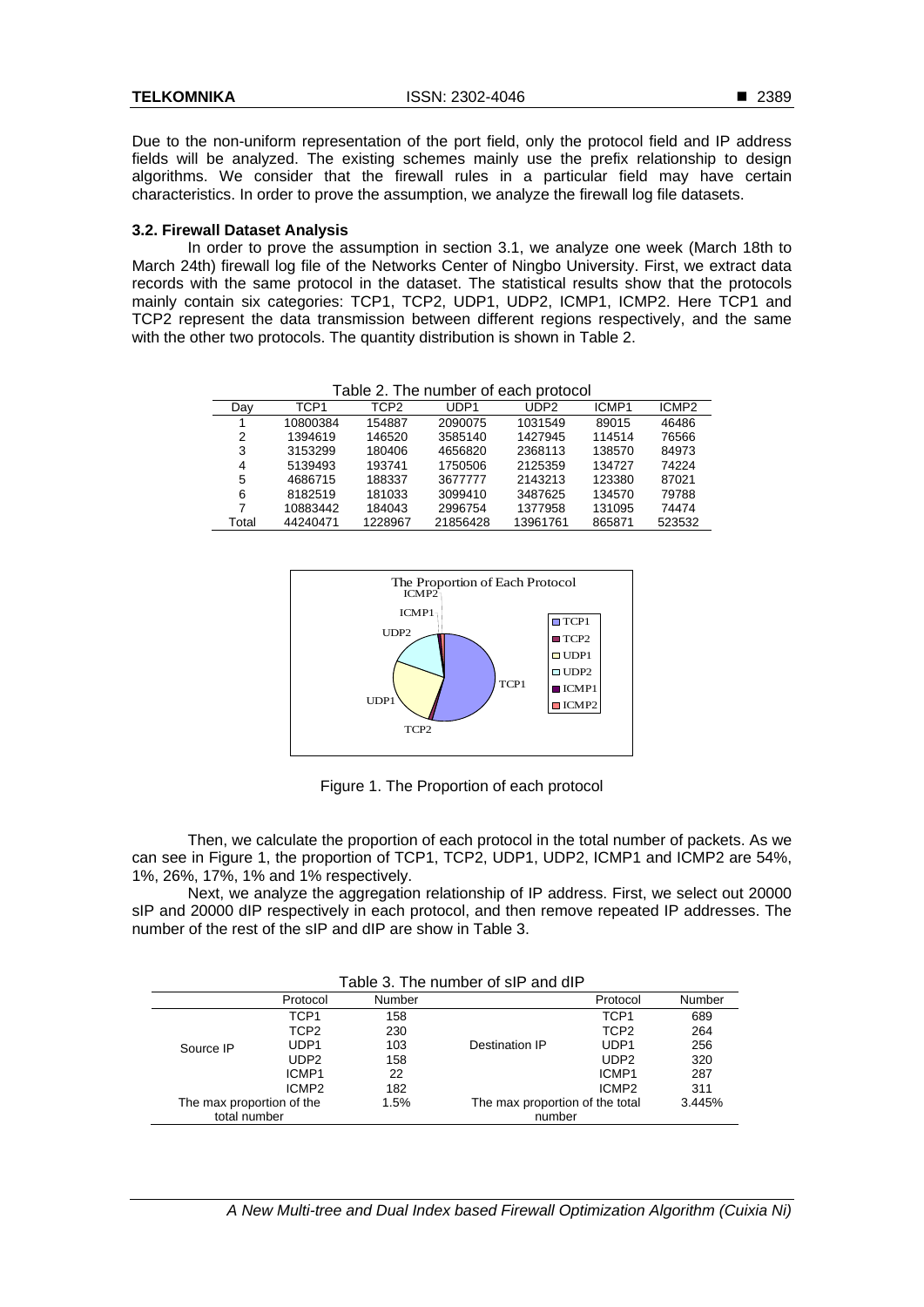Due to the non-uniform representation of the port field, only the protocol field and IP address fields will be analyzed. The existing schemes mainly use the prefix relationship to design algorithms. We consider that the firewall rules in a particular field may have certain characteristics. In order to prove the assumption, we analyze the firewall log file datasets.

### 3.2. Firewall Dataset Analysis

In order to prove the assumption in section 3.1, we analyze one week (March 18th to March 24th) firewall log file of the Networks Center of Ningbo University. First, we extract data records with the same protocol in the dataset. The statistical results show that the protocols mainly contain six categories: TCP1, TCP2, UDP1, UDP2, ICMP1, ICMP2. Here TCP1 and TCP2 represent the data transmission between different regions respectively, and the same with the other two protocols. The quantity distribution is shown in Table 2.

Table 2. The number of each protocol

| Day | TCP1 | TCP2 | UDP1 | UDP2 | ICMP1 | ICMP2 |
|---|---|---|---|---|---|---|
| 1 | 10800384 | 154887 | 2090075 | 1031549 | 89015 | 46486 |
| 2 | 1394619 | 146520 | 3585140 | 1427945 | 114514 | 76566 |
| 3 | 3153299 | 180406 | 4656820 | 2368113 | 138570 | 84973 |
| 4 | 5139493 | 193741 | 1750506 | 2125359 | 134727 | 74224 |
| 5 | 4686715 | 188337 | 3677777 | 2143213 | 123380 | 87021 |
| 6 | 8182519 | 181033 | 3099410 | 3487625 | 134570 | 79788 |
| 7 | 10883442 | 184043 | 2996754 | 1377958 | 131095 | 74474 |
| Total | 44240471 | 1228967 | 21856428 | 13961761 | 865871 | 523532 |

Figure 1. The Proportion of each protocol

Then, we calculate the proportion of each protocol in the total number of packets. As we can see in Figure 1, the proportion of TCP1, TCP2, UDP1, UDP2, ICMP1 and ICMP2 are 54%, 1%, 26%, 17%, 1% and 1% respectively.

Next, we analyze the aggregation relationship of IP address. First, we select out 20000 sIP and 20000 dIP respectively in each protocol, and then remove repeated IP addresses. The number of the rest of the sIP and dIP are show in Table 3.

Table 3. The number of sIP and dIP

| | Protocol | Number | | Protocol | Number |
|---|---|---|---|---|---|
| Source IP | TCP1 | 158 | Destination IP | TCP1 | 689 |
| | TCP2 | 230 | | TCP2 | 264 |
| | UDP1 | 103 | | UDP1 | 256 |
| | UDP2 | 158 | | UDP2 | 320 |
| | ICMP1 | 22 | | ICMP1 | 287 |
| | ICMP2 | 182 | | ICMP2 | 311 |
| The max proportion of the total number | | 1.5% | The max proportion of the total number | | 3.445% |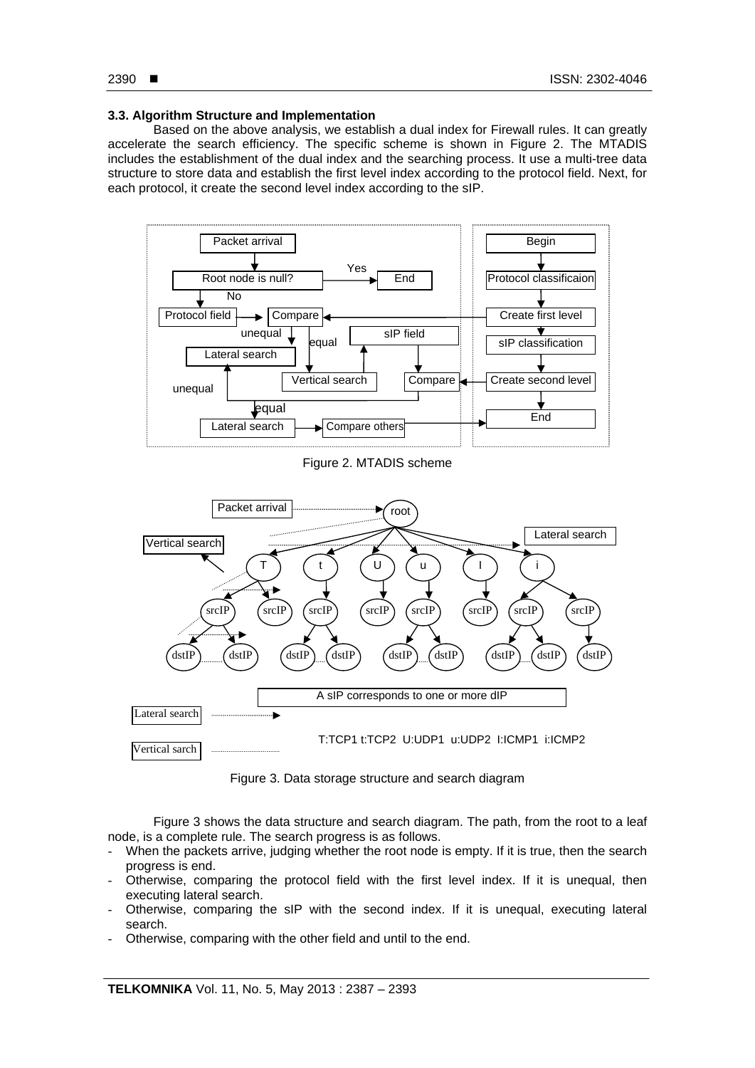### 3.3. Algorithm Structure and Implementation

Based on the above analysis, we establish a dual index for Firewall rules. It can greatly accelerate the search efficiency. The specific scheme is shown in Figure 2. The MTADIS includes the establishment of the dual index and the searching process. It use a multi-tree data structure to store data and establish the first level index according to the protocol field. Next, for each protocol, it create the second level index according to the sIP.

Figure 2. MTADIS scheme

Figure 3. Data storage structure and search diagram

Figure 3 shows the data structure and search diagram. The path, from the root to a leaf node, is a complete rule. The search progress is as follows.

- When the packets arrive, judging whether the root node is empty. If it is true, then the search progress is end.
- Otherwise, comparing the protocol field with the first level index. If it is unequal, then executing lateral search.
- Otherwise, comparing the sIP with the second index. If it is unequal, executing lateral search.
- Otherwise, comparing with the other field and until to the end.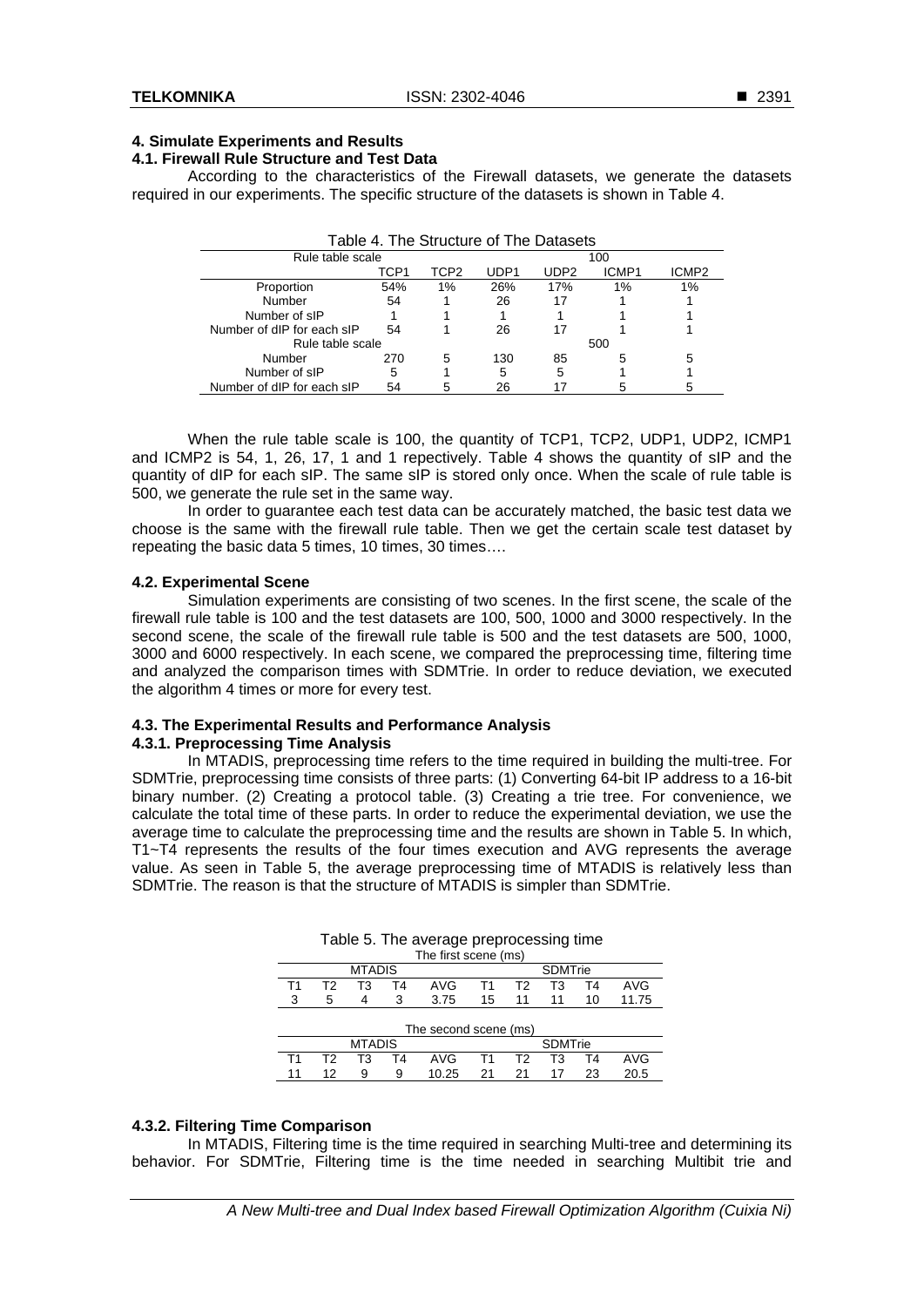## 4. Simulate Experiments and Results

### 4.1. Firewall Rule Structure and Test Data

According to the characteristics of the Firewall datasets, we generate the datasets required in our experiments. The specific structure of the datasets is shown in Table 4.

Table 4. The Structure of The Datasets

| Rule table scale | 100 | | | | | |
|---|---|---|---|---|---|---|
| | TCP1 | TCP2 | UDP1 | UDP2 | ICMP1 | ICMP2 |
| Proportion | 54% | 1% | 26% | 17% | 1% | 1% |
| Number | 54 | 1 | 26 | 17 | 1 | 1 |
| Number of sIP | 1 | 1 | 1 | 1 | 1 | 1 |
| Number of dIP for each sIP | 54 | 1 | 26 | 17 | 1 | 1 |
| Rule table scale | 500 | | | | | |
| Number | 270 | 5 | 130 | 85 | 5 | 5 |
| Number of sIP | 5 | 1 | 5 | 5 | 1 | 1 |
| Number of dIP for each sIP | 54 | 5 | 26 | 17 | 5 | 5 |

When the rule table scale is 100, the quantity of TCP1, TCP2, UDP1, UDP2, ICMP1 and ICMP2 is 54, 1, 26, 17, 1 and 1 repectively. Table 4 shows the quantity of sIP and the quantity of dIP for each sIP. The same sIP is stored only once. When the scale of rule table is 500, we generate the rule set in the same way.

In order to guarantee each test data can be accurately matched, the basic test data we choose is the same with the firewall rule table. Then we get the certain scale test dataset by repeating the basic data 5 times, 10 times, 30 times….

### 4.2. Experimental Scene

Simulation experiments are consisting of two scenes. In the first scene, the scale of the firewall rule table is 100 and the test datasets are 100, 500, 1000 and 3000 respectively. In the second scene, the scale of the firewall rule table is 500 and the test datasets are 500, 1000, 3000 and 6000 respectively. In each scene, we compared the preprocessing time, filtering time and analyzed the comparison times with SDMTrie. In order to reduce deviation, we executed the algorithm 4 times or more for every test.

### 4.3. The Experimental Results and Performance Analysis

#### 4.3.1. Preprocessing Time Analysis

In MTADIS, preprocessing time refers to the time required in building the multi-tree. For SDMTrie, preprocessing time consists of three parts: (1) Converting 64-bit IP address to a 16-bit binary number. (2) Creating a protocol table. (3) Creating a trie tree. For convenience, we calculate the total time of these parts. In order to reduce the experimental deviation, we use the average time to calculate the preprocessing time and the results are shown in Table 5. In which, T1~T4 represents the results of the four times execution and AVG represents the average value. As seen in Table 5, the average preprocessing time of MTADIS is relatively less than SDMTrie. The reason is that the structure of MTADIS is simpler than SDMTrie.

Table 5. The average preprocessing time

| The first scene (ms) | | | | | | | | | |
|---|---|---|---|---|---|---|---|---|---|
| MTADIS | | | | | SDMTrie | | | | |
| T1 | T2 | T3 | T4 | AVG | T1 | T2 | T3 | T4 | AVG |
| 3 | 5 | 4 | 3 | 3.75 | 15 | 11 | 11 | 10 | 11.75 |
| **The second scene (ms)** | | | | | | | | | |
| MTADIS | | | | | SDMTrie | | | | |
| T1 | T2 | T3 | T4 | AVG | T1 | T2 | T3 | T4 | AVG |
| 11 | 12 | 9 | 9 | 10.25 | 21 | 21 | 17 | 23 | 20.5 |

#### 4.3.2. Filtering Time Comparison

In MTADIS, Filtering time is the time required in searching Multi-tree and determining its behavior. For SDMTrie, Filtering time is the time needed in searching Multibit trie and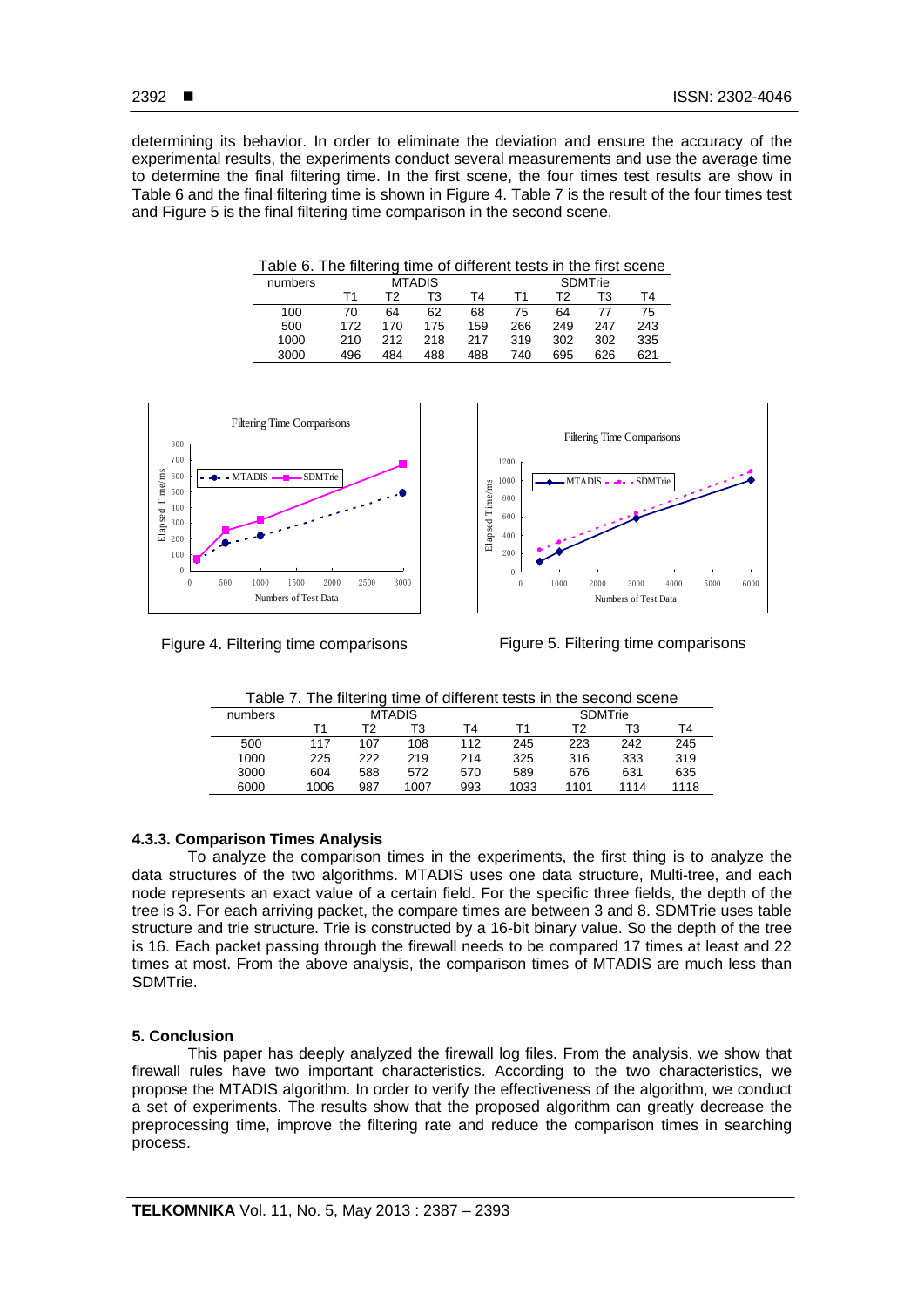determining its behavior. In order to eliminate the deviation and ensure the accuracy of the experimental results, the experiments conduct several measurements and use the average time to determine the final filtering time. In the first scene, the four times test results are show in Table 6 and the final filtering time is shown in Figure 4. Table 7 is the result of the four times test and Figure 5 is the final filtering time comparison in the second scene.

Table 6. The filtering time of different tests in the first scene

| numbers | MTADIS | | | | SDMTrie | | | |
|---|---|---|---|---|---|---|---|---|
| | T1 | T2 | T3 | T4 | T1 | T2 | T3 | T4 |
| 100 | 70 | 64 | 62 | 68 | 75 | 64 | 77 | 75 |
| 500 | 172 | 170 | 175 | 159 | 266 | 249 | 247 | 243 |
| 1000 | 210 | 212 | 218 | 217 | 319 | 302 | 302 | 335 |
| 3000 | 496 | 484 | 488 | 488 | 740 | 695 | 626 | 621 |

Figure 4. Filtering time comparisons

Figure 5. Filtering time comparisons

Table 7. The filtering time of different tests in the second scene

| numbers | MTADIS | | | | SDMTrie | | | |
|---|---|---|---|---|---|---|---|---|
| | T1 | T2 | T3 | T4 | T1 | T2 | T3 | T4 |
| 500 | 117 | 107 | 108 | 112 | 245 | 223 | 242 | 245 |
| 1000 | 225 | 222 | 219 | 214 | 325 | 316 | 333 | 319 |
| 3000 | 604 | 588 | 572 | 570 | 589 | 676 | 631 | 635 |
| 6000 | 1006 | 987 | 1007 | 993 | 1033 | 1101 | 1114 | 1118 |

### 4.3.3. Comparison Times Analysis

To analyze the comparison times in the experiments, the first thing is to analyze the data structures of the two algorithms. MTADIS uses one data structure, Multi-tree, and each node represents an exact value of a certain field. For the specific three fields, the depth of the tree is 3. For each arriving packet, the compare times are between 3 and 8. SDMTrie uses table structure and trie structure. Trie is constructed by a 16-bit binary value. So the depth of the tree is 16. Each packet passing through the firewall needs to be compared 17 times at least and 22 times at most. From the above analysis, the comparison times of MTADIS are much less than SDMTrie.

## 5. Conclusion

This paper has deeply analyzed the firewall log files. From the analysis, we show that firewall rules have two important characteristics. According to the two characteristics, we propose the MTADIS algorithm. In order to verify the effectiveness of the algorithm, we conduct a set of experiments. The results show that the proposed algorithm can greatly decrease the preprocessing time, improve the filtering rate and reduce the comparison times in searching process.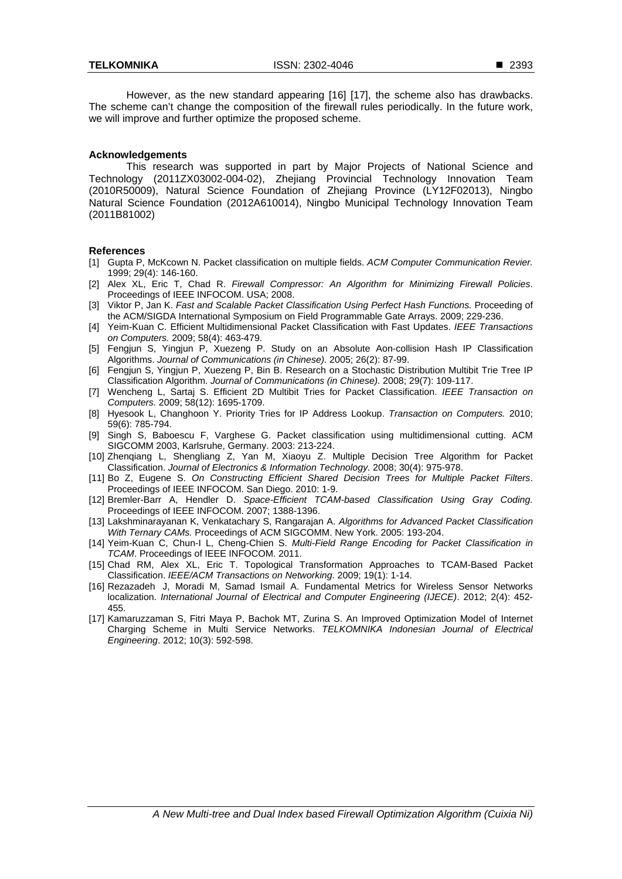However, as the new standard appearing [16] [17], the scheme also has drawbacks. The scheme can't change the composition of the firewall rules periodically. In the future work, we will improve and further optimize the proposed scheme.

## Acknowledgements

This research was supported in part by Major Projects of National Science and Technology (2011ZX03002-004-02), Zhejiang Provincial Technology Innovation Team (2010R50009), Natural Science Foundation of Zhejiang Province (LY12F02013), Ningbo Natural Science Foundation (2012A610014), Ningbo Municipal Technology Innovation Team (2011B81002)

## References

[1] Gupta P, McKcown N. Packet classification on multiple fields. *ACM Computer Communication Revier.* 1999; 29(4): 146-160.

[2] Alex XL, Eric T, Chad R. *Firewall Compressor: An Algorithm for Minimizing Firewall Policies*. Proceedings of IEEE INFOCOM. USA; 2008.

[3] Viktor P, Jan K. *Fast and Scalable Packet Classification Using Perfect Hash Functions.* Proceeding of the ACM/SIGDA International Symposium on Field Programmable Gate Arrays. 2009; 229-236.

[4] Yeim-Kuan C. Efficient Multidimensional Packet Classification with Fast Updates. *IEEE Transactions on Computers.* 2009; 58(4): 463-479.

[5] Fengjun S, Yingjun P, Xuezeng P. Study on an Absolute Aon-collision Hash IP Classification Algorithms. *Journal of Communications (in Chinese).* 2005; 26(2): 87-99.

[6] Fengjun S, Yingjun P, Xuezeng P, Bin B. Research on a Stochastic Distribution Multibit Trie Tree IP Classification Algorithm. *Journal of Communications (in Chinese).* 2008; 29(7): 109-117.

[7] Wencheng L, Sartaj S. Efficient 2D Multibit Tries for Packet Classification. *IEEE Transaction on Computers.* 2009; 58(12): 1695-1709.

[8] Hyesook L, Changhoon Y. Priority Tries for IP Address Lookup. *Transaction on Computers.* 2010; 59(6): 785-794.

[9] Singh S, Baboescu F, Varghese G. Packet classification using multidimensional cutting. ACM SIGCOMM 2003, Karlsruhe, Germany. 2003: 213-224.

[10] Zhenqiang L, Shengliang Z, Yan M, Xiaoyu Z. Multiple Decision Tree Algorithm for Packet Classification. *Journal of Electronics & Information Technology.* 2008; 30(4): 975-978.

[11] Bo Z, Eugene S. *On Constructing Efficient Shared Decision Trees for Multiple Packet Filters*. Proceedings of IEEE INFOCOM. San Diego. 2010: 1-9.

[12] Bremler-Barr A, Hendler D. *Space-Efficient TCAM-based Classification Using Gray Coding.* Proceedings of IEEE INFOCOM. 2007; 1388-1396.

[13] Lakshminarayanan K, Venkatachary S, Rangarajan A. *Algorithms for Advanced Packet Classification With Ternary CAMs.* Proceedings of ACM SIGCOMM. New York. 2005: 193-204.

[14] Yeim-Kuan C, Chun-I L, Cheng-Chien S. *Multi-Field Range Encoding for Packet Classification in TCAM*. Proceedings of IEEE INFOCOM. 2011.

[15] Chad RM, Alex XL, Eric T. Topological Transformation Approaches to TCAM-Based Packet Classification. *IEEE/ACM Transactions on Networking*. 2009; 19(1): 1-14.

[16] Rezazadeh J, Moradi M, Samad Ismail A. Fundamental Metrics for Wireless Sensor Networks localization. *International Journal of Electrical and Computer Engineering (IJECE)*. 2012; 2(4): 452-455.

[17] Kamaruzzaman S, Fitri Maya P, Bachok MT, Zurina S. An Improved Optimization Model of Internet Charging Scheme in Multi Service Networks. *TELKOMNIKA Indonesian Journal of Electrical Engineering*. 2012; 10(3): 592-598.